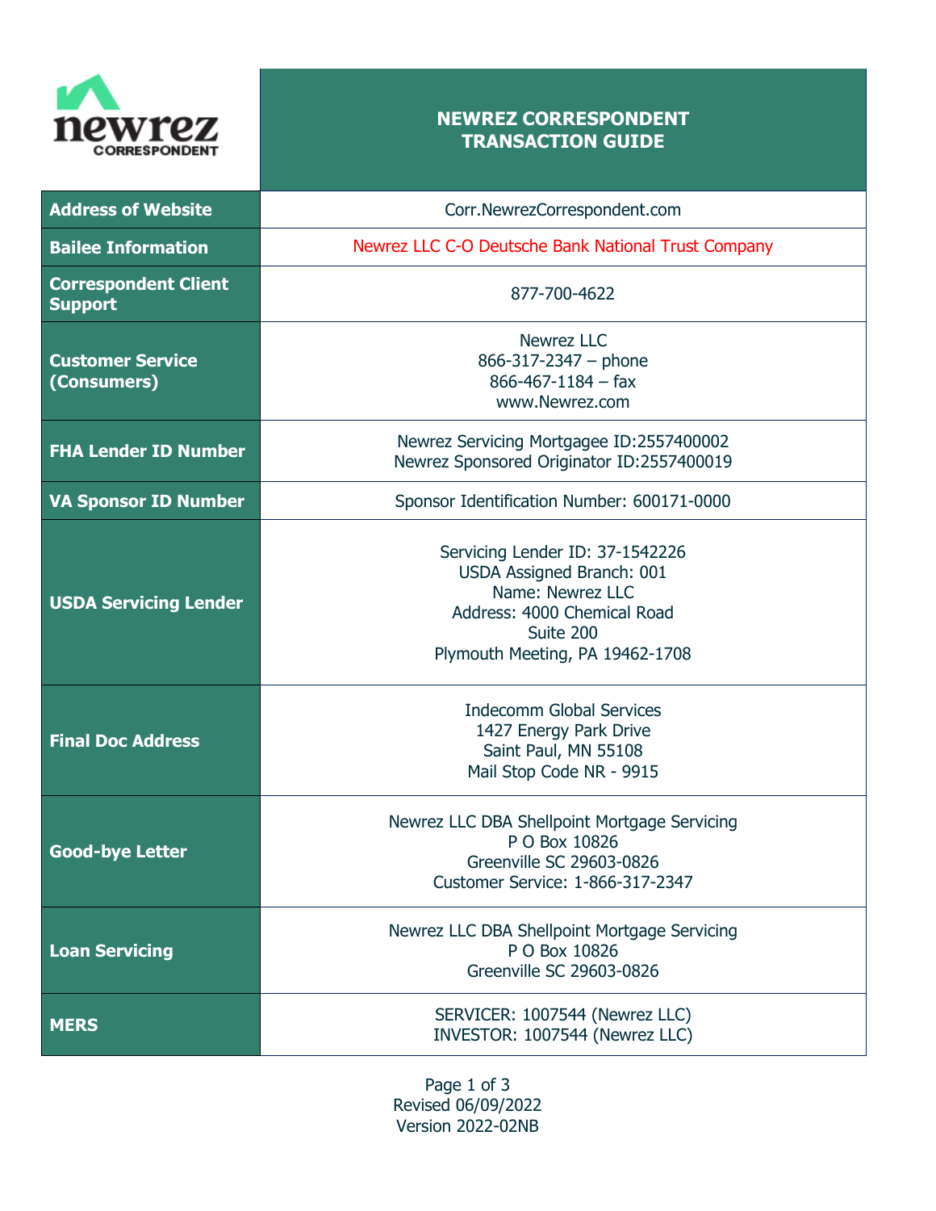# NEWREZ CORRESPONDENT TRANSACTION GUIDE

| | |
|---|---|
| **Address of Website** | Corr.NewrezCorrespondent.com |
| **Bailee Information** | Newrez LLC C-O Deutsche Bank National Trust Company |
| **Correspondent Client Support** | 877-700-4622 |
| **Customer Service (Consumers)** | Newrez LLC<br>866-317-2347 – phone<br>866-467-1184 – fax<br>www.Newrez.com |
| **FHA Lender ID Number** | Newrez Servicing Mortgagee ID:2557400002<br>Newrez Sponsored Originator ID:2557400019 |
| **VA Sponsor ID Number** | Sponsor Identification Number: 600171-0000 |
| **USDA Servicing Lender** | Servicing Lender ID: 37-1542226<br>USDA Assigned Branch: 001<br>Name: Newrez LLC<br>Address: 4000 Chemical Road<br>Suite 200<br>Plymouth Meeting, PA 19462-1708 |
| **Final Doc Address** | Indecomm Global Services<br>1427 Energy Park Drive<br>Saint Paul, MN 55108<br>Mail Stop Code NR - 9915 |
| **Good-bye Letter** | Newrez LLC DBA Shellpoint Mortgage Servicing<br>P O Box 10826<br>Greenville SC 29603-0826<br>Customer Service: 1-866-317-2347 |
| **Loan Servicing** | Newrez LLC DBA Shellpoint Mortgage Servicing<br>P O Box 10826<br>Greenville SC 29603-0826 |
| **MERS** | SERVICER: 1007544 (Newrez LLC)<br>INVESTOR: 1007544 (Newrez LLC) |

Revised 06/09/2022
Version 2022-02NB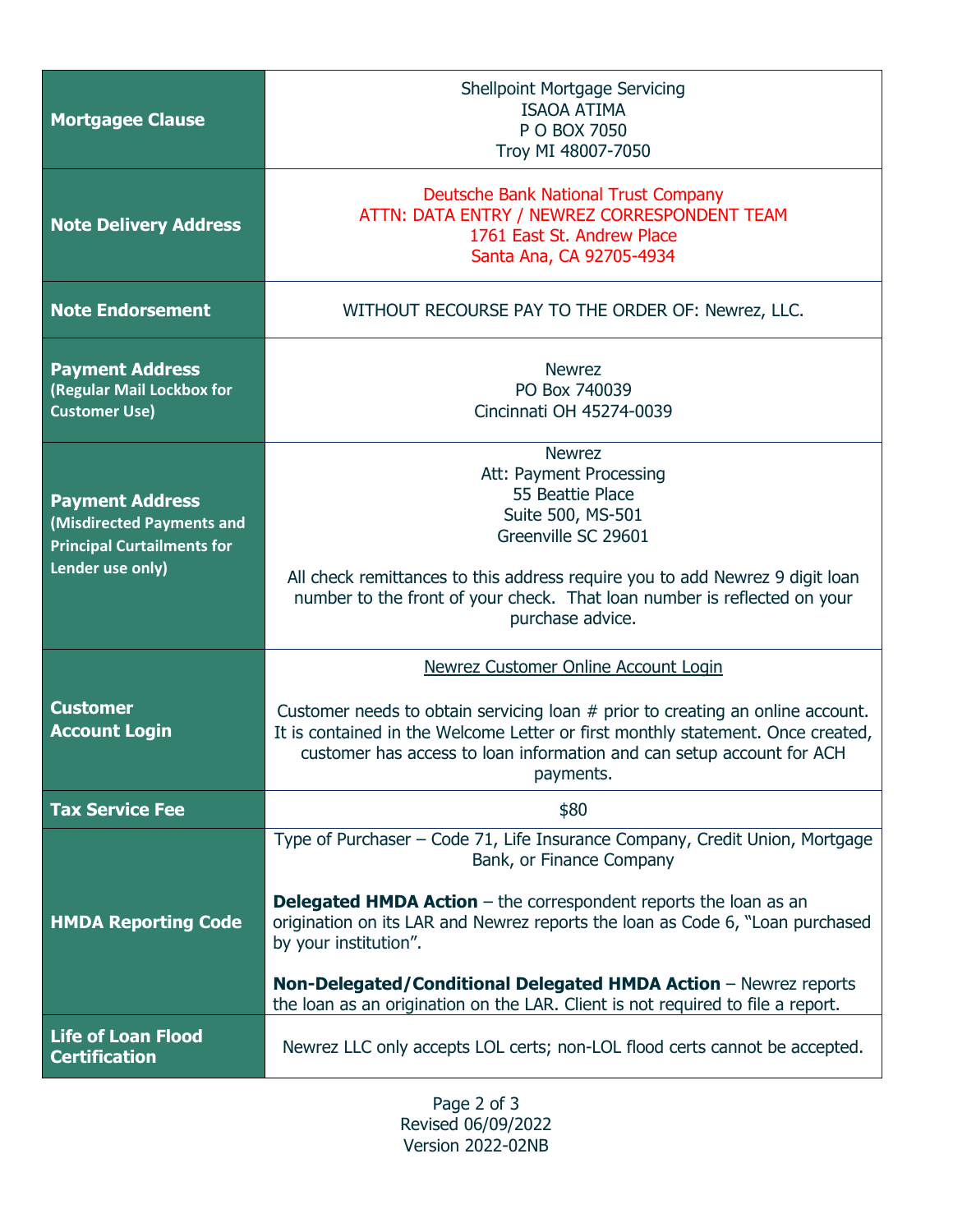| | |
|---|---|
| **Mortgagee Clause** | Shellpoint Mortgage Servicing<br>ISAOA ATIMA<br>P O BOX 7050<br>Troy MI 48007-7050 |
| **Note Delivery Address** | Deutsche Bank National Trust Company<br>ATTN: DATA ENTRY / NEWREZ CORRESPONDENT TEAM<br>1761 East St. Andrew Place<br>Santa Ana, CA 92705-4934 |
| **Note Endorsement** | WITHOUT RECOURSE PAY TO THE ORDER OF: Newrez, LLC. |
| **Payment Address** **(Regular Mail Lockbox for Customer Use)** | Newrez<br>PO Box 740039<br>Cincinnati OH 45274-0039 |
| **Payment Address** **(Misdirected Payments and Principal Curtailments for Lender use only)** | Newrez<br>Att: Payment Processing<br>55 Beattie Place<br>Suite 500, MS-501<br>Greenville SC 29601<br><br>All check remittances to this address require you to add Newrez 9 digit loan number to the front of your check. That loan number is reflected on your purchase advice. |
| **Customer Account Login** | Newrez Customer Online Account Login<br><br>Customer needs to obtain servicing loan # prior to creating an online account. It is contained in the Welcome Letter or first monthly statement. Once created, customer has access to loan information and can setup account for ACH payments. |
| **Tax Service Fee** | $80 |
| **HMDA Reporting Code** | Type of Purchaser – Code 71, Life Insurance Company, Credit Union, Mortgage Bank, or Finance Company<br><br>**Delegated HMDA Action** – the correspondent reports the loan as an origination on its LAR and Newrez reports the loan as Code 6, "Loan purchased by your institution".<br><br>**Non-Delegated/Conditional Delegated HMDA Action** – Newrez reports the loan as an origination on the LAR. Client is not required to file a report. |
| **Life of Loan Flood Certification** | Newrez LLC only accepts LOL certs; non-LOL flood certs cannot be accepted. |

Revised 06/09/2022
Version 2022-02NB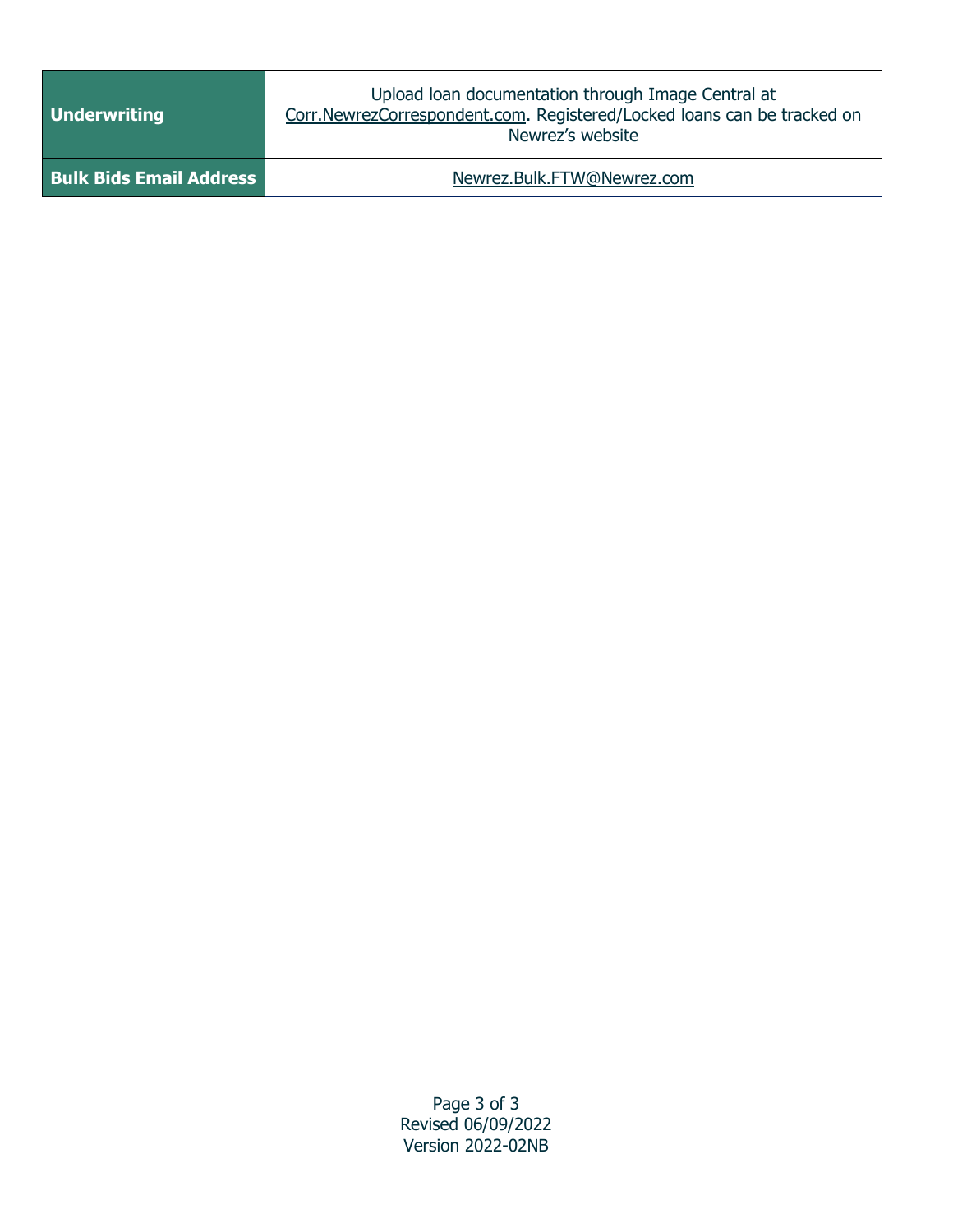| | |
|---|---|
| **Underwriting** | Upload loan documentation through Image Central at Corr.NewrezCorrespondent.com. Registered/Locked loans can be tracked on Newrez's website |
| **Bulk Bids Email Address** | Newrez.Bulk.FTW@Newrez.com |

Revised 06/09/2022
Version 2022-02NB